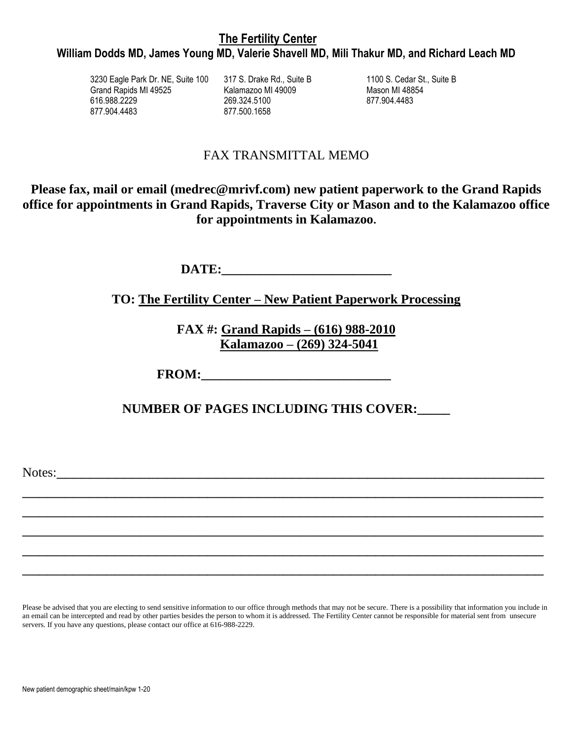# The Fertility Center

**William Dodds MD, James Young MD, Valerie Shavell MD, Mili Thakur MD, and Richard Leach MD**

| | | |
|---|---|---|
| 3230 Eagle Park Dr. NE, Suite 100 | 317 S. Drake Rd., Suite B | 1100 S. Cedar St., Suite B |
| Grand Rapids MI 49525 | Kalamazoo MI 49009 | Mason MI 48854 |
| 616.988.2229 | 269.324.5100 | 877.904.4483 |
| 877.904.4483 | 877.500.1658 | |

## FAX TRANSMITTAL MEMO

**Please fax, mail or email (medrec@mrivf.com) new patient paperwork to the Grand Rapids office for appointments in Grand Rapids, Traverse City or Mason and to the Kalamazoo office for appointments in Kalamazoo.**

**DATE:**___________________________

**TO: The Fertility Center – New Patient Paperwork Processing**

**FAX #: Grand Rapids – (616) 988-2010**
**Kalamazoo – (269) 324-5041**

**FROM:**_____________________________

**NUMBER OF PAGES INCLUDING THIS COVER:**_____

Notes:___________________________________________________________________________

_______________________________________________________________________________

_______________________________________________________________________________

_______________________________________________________________________________

_______________________________________________________________________________

_______________________________________________________________________________

Please be advised that you are electing to send sensitive information to our office through methods that may not be secure. There is a possibility that information you include in an email can be intercepted and read by other parties besides the person to whom it is addressed. The Fertility Center cannot be responsible for material sent from unsecure servers. If you have any questions, please contact our office at 616-988-2229.

New patient demographic sheet/main/kpw 1-20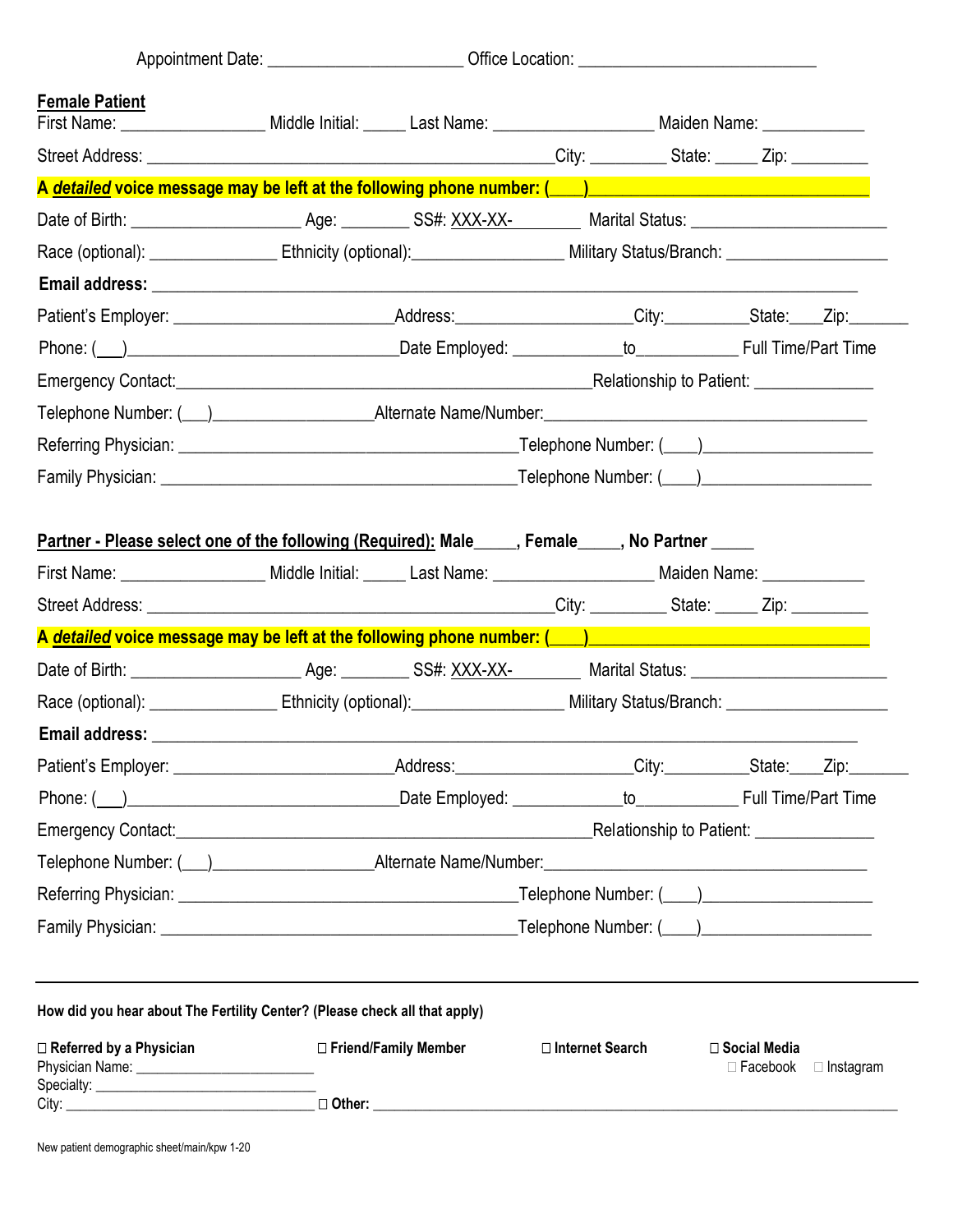Appointment Date: ______________________ Office Location: ___________________________

**Female Patient**

First Name: ________________ Middle Initial: _____ Last Name: __________________ Maiden Name: ____________

Street Address: ______________________________________________City: _________ State: _____ Zip: _________

**A *detailed* voice message may be left at the following phone number: (____)______________________________**

Date of Birth: ___________________ Age: ________ SS#: XXX-XX-________ Marital Status: ______________________

Race (optional): ______________ Ethnicity (optional):________________ Military Status/Branch: __________________

**Email address:** ______________________________________________________________________________

Patient's Employer: ________________________Address:___________________City:_________State:____Zip:_______

Phone: (___)______________________________Date Employed: ____________to___________ Full Time/Part Time

Emergency Contact:_____________________________________________Relationship to Patient: _____________

Telephone Number: (___)_________________Alternate Name/Number:____________________________________

Referring Physician: ______________________________________Telephone Number: (____)___________________

Family Physician: ________________________________________Telephone Number: (____)___________________

**Partner - Please select one of the following (Required): Male_____, Female_____, No Partner _____**

First Name: ________________ Middle Initial: _____ Last Name: __________________ Maiden Name: ____________

Street Address: ______________________________________________City: _________ State: _____ Zip: _________

**A *detailed* voice message may be left at the following phone number: (____)______________________________**

Date of Birth: ___________________ Age: ________ SS#: XXX-XX-________ Marital Status: ______________________

Race (optional): ______________ Ethnicity (optional):________________ Military Status/Branch: __________________

**Email address:** ______________________________________________________________________________

Patient's Employer: ________________________Address:___________________City:_________State:____Zip:_______

Phone: (___)______________________________Date Employed: ____________to___________ Full Time/Part Time

Emergency Contact:_____________________________________________Relationship to Patient: _____________

Telephone Number: (___)_________________Alternate Name/Number:____________________________________

Referring Physician: ______________________________________Telephone Number: (____)___________________

Family Physician: ________________________________________Telephone Number: (____)___________________

---

**How did you hear about The Fertility Center? (Please check all that apply)**

☐ **Referred by a Physician**
Physician Name: ________________________
Specialty: ____________________________
City: ________________________________

☐ **Friend/Family Member**

☐ **Internet Search**

☐ **Social Media**
☐ Facebook ☐ Instagram

☐ **Other:** ______________________________________________________________________

New patient demographic sheet/main/kpw 1-20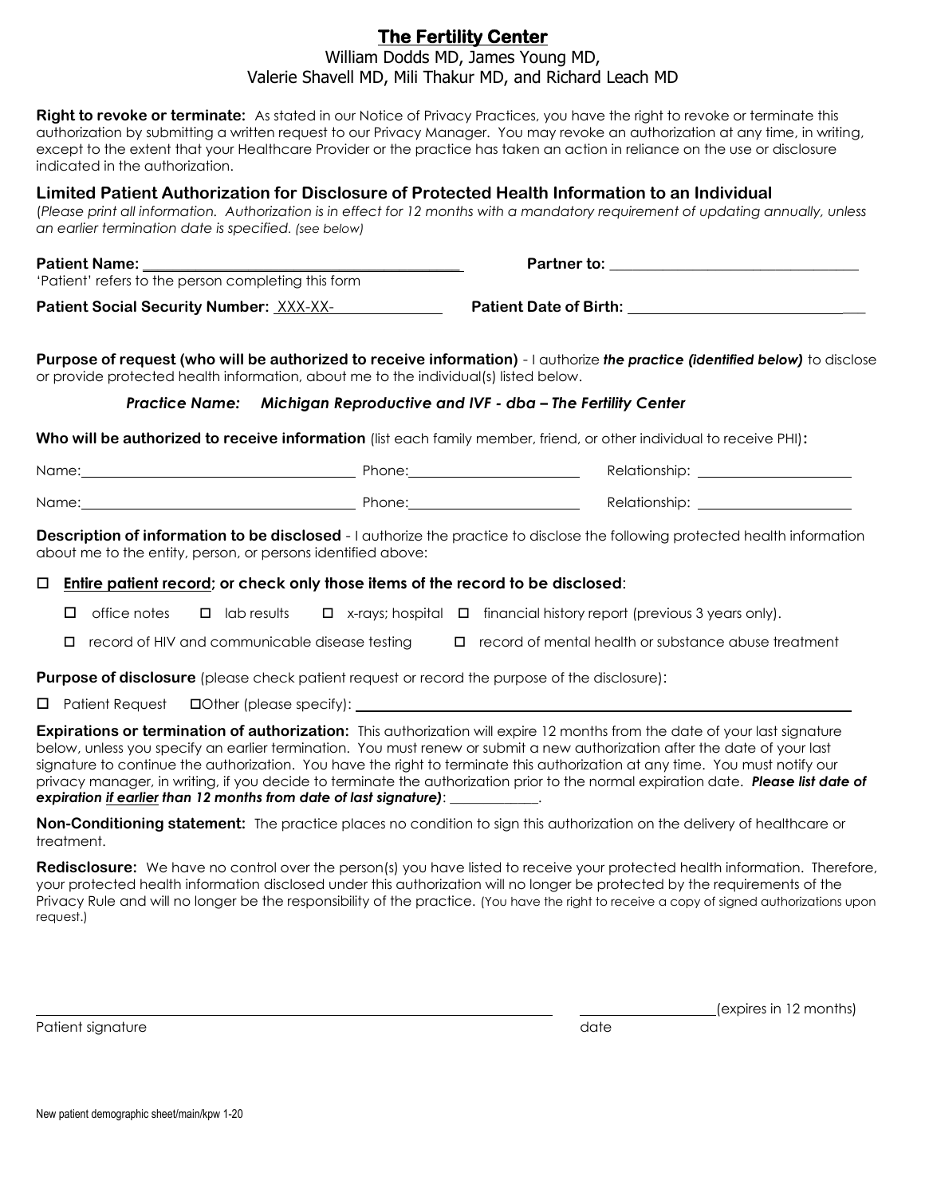# The Fertility Center

William Dodds MD, James Young MD,
Valerie Shavell MD, Mili Thakur MD, and Richard Leach MD

**Right to revoke or terminate:** As stated in our Notice of Privacy Practices, you have the right to revoke or terminate this authorization by submitting a written request to our Privacy Manager. You may revoke an authorization at any time, in writing, except to the extent that your Healthcare Provider or the practice has taken an action in reliance on the use or disclosure indicated in the authorization.

## Limited Patient Authorization for Disclosure of Protected Health Information to an Individual

(*Please print all information. Authorization is in effect for 12 months with a mandatory requirement of updating annually, unless an earlier termination date is specified. (see below)*

**Patient Name:** ____________________________________________ **Partner to:** __________________________________

'Patient' refers to the person completing this form

**Patient Social Security Number:** XXX-XX-______________ **Patient Date of Birth:** ________________________________

**Purpose of request (who will be authorized to receive information)** - I authorize ***the practice (identified below)*** to disclose or provide protected health information, about me to the individual(s) listed below.

***Practice Name: Michigan Reproductive and IVF - dba – The Fertility Center***

**Who will be authorized to receive information** (list each family member, friend, or other individual to receive PHI)**:**

Name:______________________________________ Phone:_______________________ Relationship: ____________________

Name:______________________________________ Phone:_______________________ Relationship: ____________________

**Description of information to be disclosed** - I authorize the practice to disclose the following protected health information about me to the entity, person, or persons identified above:

☐ **Entire patient record; or check only those items of the record to be disclosed**:

☐ office notes ☐ lab results ☐ x-rays; hospital ☐ financial history report (previous 3 years only).

☐ record of HIV and communicable disease testing ☐ record of mental health or substance abuse treatment

**Purpose of disclosure** (please check patient request or record the purpose of the disclosure):

☐ Patient Request ☐Other (please specify): ________________________________________________________________

**Expirations or termination of authorization:** This authorization will expire 12 months from the date of your last signature below, unless you specify an earlier termination. You must renew or submit a new authorization after the date of your last signature to continue the authorization. You have the right to terminate this authorization at any time. You must notify our privacy manager, in writing, if you decide to terminate the authorization prior to the normal expiration date. ***Please list date of expiration if earlier than 12 months from date of last signature)***: _____________.

**Non-Conditioning statement:** The practice places no condition to sign this authorization on the delivery of healthcare or treatment.

**Redisclosure:** We have no control over the person(s) you have listed to receive your protected health information. Therefore, your protected health information disclosed under this authorization will no longer be protected by the requirements of the Privacy Rule and will no longer be the responsibility of the practice. (You have the right to receive a copy of signed authorizations upon request.)

______________________________________________________________ ____________________(expires in 12 months)

Patient signature date

New patient demographic sheet/main/kpw 1-20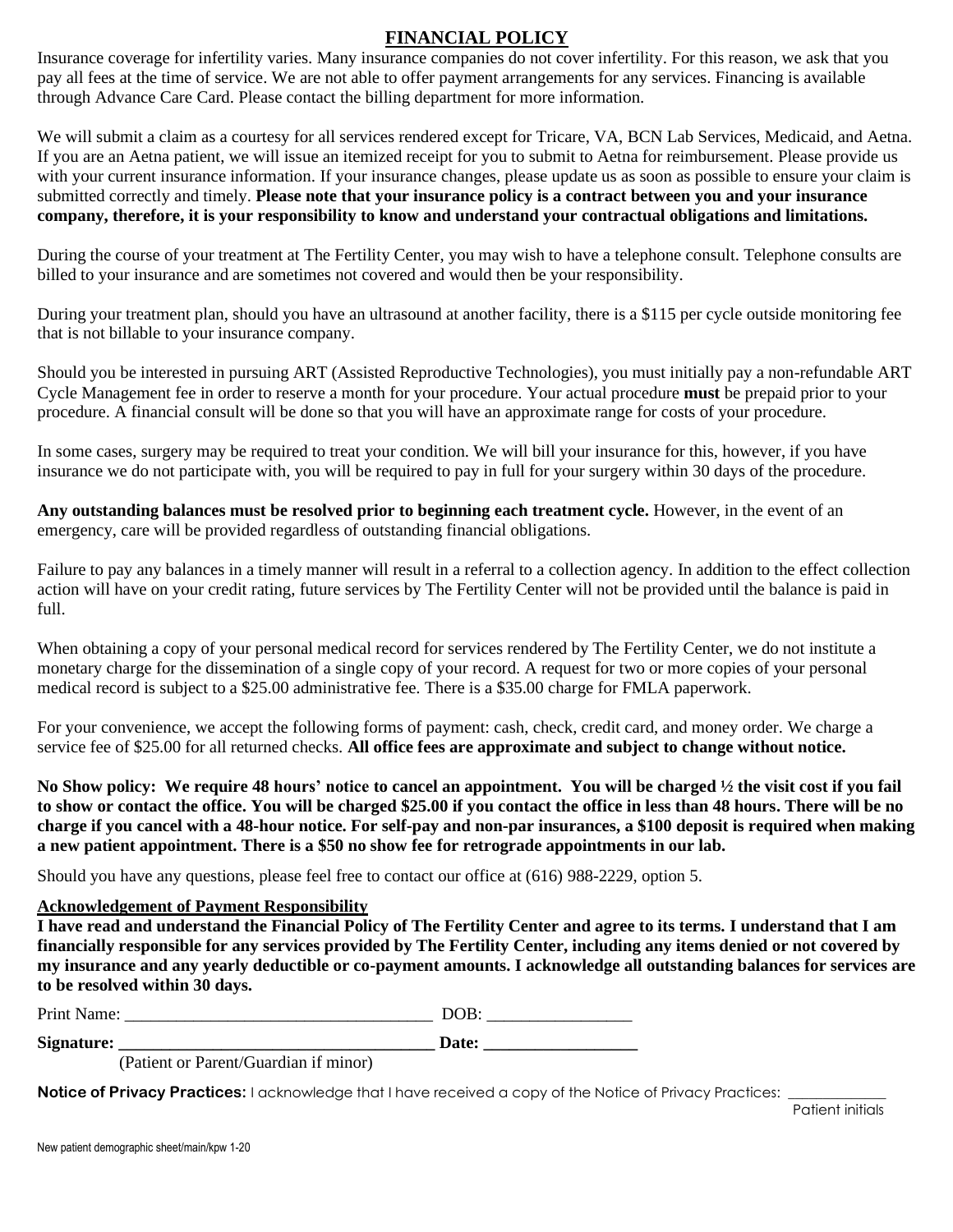# FINANCIAL POLICY

Insurance coverage for infertility varies. Many insurance companies do not cover infertility. For this reason, we ask that you pay all fees at the time of service. We are not able to offer payment arrangements for any services. Financing is available through Advance Care Card. Please contact the billing department for more information.

We will submit a claim as a courtesy for all services rendered except for Tricare, VA, BCN Lab Services, Medicaid, and Aetna. If you are an Aetna patient, we will issue an itemized receipt for you to submit to Aetna for reimbursement. Please provide us with your current insurance information. If your insurance changes, please update us as soon as possible to ensure your claim is submitted correctly and timely. **Please note that your insurance policy is a contract between you and your insurance company, therefore, it is your responsibility to know and understand your contractual obligations and limitations.**

During the course of your treatment at The Fertility Center, you may wish to have a telephone consult. Telephone consults are billed to your insurance and are sometimes not covered and would then be your responsibility.

During your treatment plan, should you have an ultrasound at another facility, there is a $115 per cycle outside monitoring fee that is not billable to your insurance company.

Should you be interested in pursuing ART (Assisted Reproductive Technologies), you must initially pay a non-refundable ART Cycle Management fee in order to reserve a month for your procedure. Your actual procedure **must** be prepaid prior to your procedure. A financial consult will be done so that you will have an approximate range for costs of your procedure.

In some cases, surgery may be required to treat your condition. We will bill your insurance for this, however, if you have insurance we do not participate with, you will be required to pay in full for your surgery within 30 days of the procedure.

**Any outstanding balances must be resolved prior to beginning each treatment cycle.** However, in the event of an emergency, care will be provided regardless of outstanding financial obligations.

Failure to pay any balances in a timely manner will result in a referral to a collection agency. In addition to the effect collection action will have on your credit rating, future services by The Fertility Center will not be provided until the balance is paid in full.

When obtaining a copy of your personal medical record for services rendered by The Fertility Center, we do not institute a monetary charge for the dissemination of a single copy of your record. A request for two or more copies of your personal medical record is subject to a $25.00 administrative fee. There is a $35.00 charge for FMLA paperwork.

For your convenience, we accept the following forms of payment: cash, check, credit card, and money order. We charge a service fee of $25.00 for all returned checks. **All office fees are approximate and subject to change without notice.**

**No Show policy: We require 48 hours' notice to cancel an appointment. You will be charged ½ the visit cost if you fail to show or contact the office. You will be charged $25.00 if you contact the office in less than 48 hours. There will be no charge if you cancel with a 48-hour notice. For self-pay and non-par insurances, a $100 deposit is required when making a new patient appointment. There is a $50 no show fee for retrograde appointments in our lab.**

Should you have any questions, please feel free to contact our office at (616) 988-2229, option 5.

**Acknowledgement of Payment Responsibility**

**I have read and understand the Financial Policy of The Fertility Center and agree to its terms. I understand that I am financially responsible for any services provided by The Fertility Center, including any items denied or not covered by my insurance and any yearly deductible or co-payment amounts. I acknowledge all outstanding balances for services are to be resolved within 30 days.**

Print Name: ____________________________________ DOB: _________________

**Signature: ______________________________________ Date: __________________**

(Patient or Parent/Guardian if minor)

**Notice of Privacy Practices:** I acknowledge that I have received a copy of the Notice of Privacy Practices: ____________

Patient initials

New patient demographic sheet/main/kpw 1-20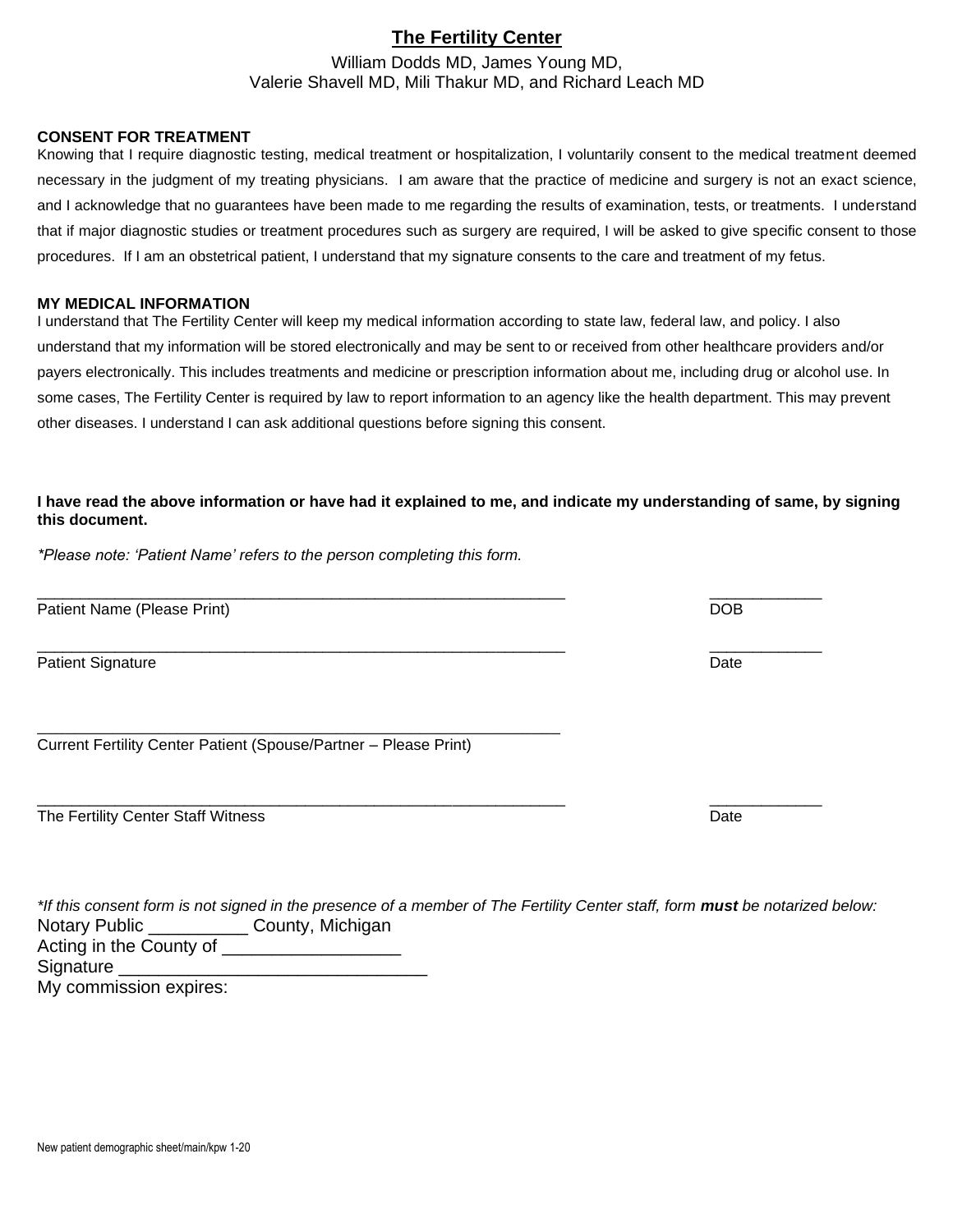# The Fertility Center

William Dodds MD, James Young MD,
Valerie Shavell MD, Mili Thakur MD, and Richard Leach MD

**CONSENT FOR TREATMENT**

Knowing that I require diagnostic testing, medical treatment or hospitalization, I voluntarily consent to the medical treatment deemed necessary in the judgment of my treating physicians. I am aware that the practice of medicine and surgery is not an exact science, and I acknowledge that no guarantees have been made to me regarding the results of examination, tests, or treatments. I understand that if major diagnostic studies or treatment procedures such as surgery are required, I will be asked to give specific consent to those procedures. If I am an obstetrical patient, I understand that my signature consents to the care and treatment of my fetus.

**MY MEDICAL INFORMATION**

I understand that The Fertility Center will keep my medical information according to state law, federal law, and policy. I also understand that my information will be stored electronically and may be sent to or received from other healthcare providers and/or payers electronically. This includes treatments and medicine or prescription information about me, including drug or alcohol use. In some cases, The Fertility Center is required by law to report information to an agency like the health department. This may prevent other diseases. I understand I can ask additional questions before signing this consent.

**I have read the above information or have had it explained to me, and indicate my understanding of same, by signing this document.**

*\*Please note: 'Patient Name' refers to the person completing this form.*

_______________________________________________ _____________
Patient Name (Please Print) DOB

_______________________________________________ _____________
Patient Signature Date

_______________________________________________
Current Fertility Center Patient (Spouse/Partner – Please Print)

_______________________________________________ _____________
The Fertility Center Staff Witness Date

*\*If this consent form is not signed in the presence of a member of The Fertility Center staff, form **must** be notarized below:*

Notary Public __________ County, Michigan
Acting in the County of __________________
Signature ______________________________
My commission expires:

New patient demographic sheet/main/kpw 1-20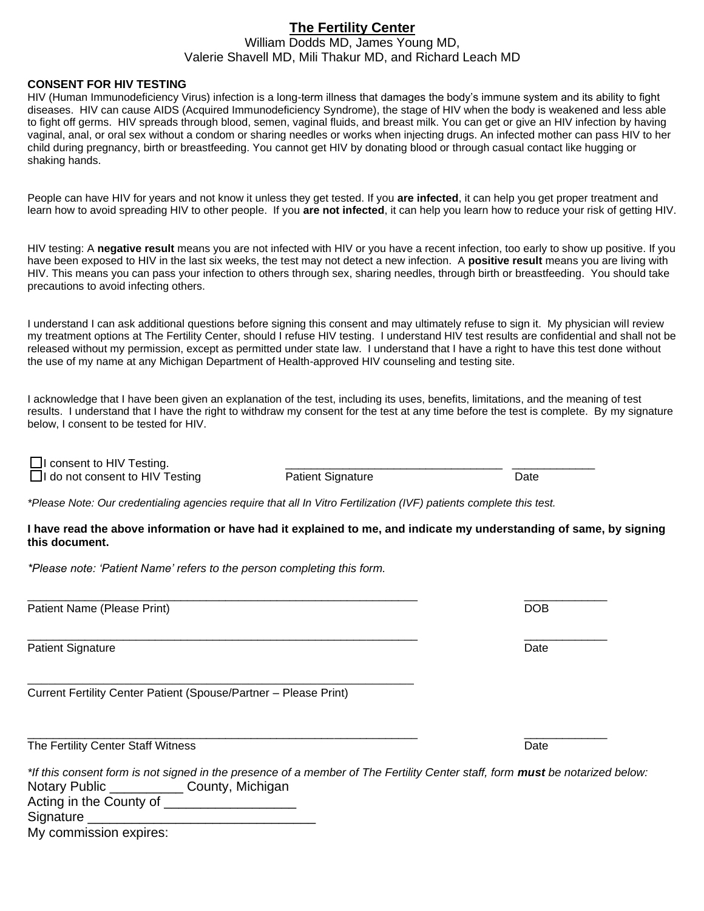# The Fertility Center

William Dodds MD, James Young MD,
Valerie Shavell MD, Mili Thakur MD, and Richard Leach MD

**CONSENT FOR HIV TESTING**

HIV (Human Immunodeficiency Virus) infection is a long-term illness that damages the body's immune system and its ability to fight diseases. HIV can cause AIDS (Acquired Immunodeficiency Syndrome), the stage of HIV when the body is weakened and less able to fight off germs. HIV spreads through blood, semen, vaginal fluids, and breast milk. You can get or give an HIV infection by having vaginal, anal, or oral sex without a condom or sharing needles or works when injecting drugs. An infected mother can pass HIV to her child during pregnancy, birth or breastfeeding. You cannot get HIV by donating blood or through casual contact like hugging or shaking hands.

People can have HIV for years and not know it unless they get tested. If you **are infected**, it can help you get proper treatment and learn how to avoid spreading HIV to other people. If you **are not infected**, it can help you learn how to reduce your risk of getting HIV.

HIV testing: A **negative result** means you are not infected with HIV or you have a recent infection, too early to show up positive. If you have been exposed to HIV in the last six weeks, the test may not detect a new infection. A **positive result** means you are living with HIV. This means you can pass your infection to others through sex, sharing needles, through birth or breastfeeding. You should take precautions to avoid infecting others.

I understand I can ask additional questions before signing this consent and may ultimately refuse to sign it. My physician will review my treatment options at The Fertility Center, should I refuse HIV testing. I understand HIV test results are confidential and shall not be released without my permission, except as permitted under state law. I understand that I have a right to have this test done without the use of my name at any Michigan Department of Health-approved HIV counseling and testing site.

I acknowledge that I have been given an explanation of the test, including its uses, benefits, limitations, and the meaning of test results. I understand that I have the right to withdraw my consent for the test at any time before the test is complete. By my signature below, I consent to be tested for HIV.

☐ I consent to HIV Testing. ______________________________ ____________

☐ I do not consent to HIV Testing Patient Signature Date

*\*Please Note: Our credentialing agencies require that all In Vitro Fertilization (IVF) patients complete this test.*

**I have read the above information or have had it explained to me, and indicate my understanding of same, by signing this document.**

*\*Please note: 'Patient Name' refers to the person completing this form.*

______________________________________________________ ____________

Patient Name (Please Print) DOB

______________________________________________________ ____________

Patient Signature Date

______________________________________________________

Current Fertility Center Patient (Spouse/Partner – Please Print)

______________________________________________________ ____________

The Fertility Center Staff Witness Date

*\*If this consent form is not signed in the presence of a member of The Fertility Center staff, form **must** be notarized below:*

Notary Public __________ County, Michigan

Acting in the County of __________________

Signature ______________________________

My commission expires: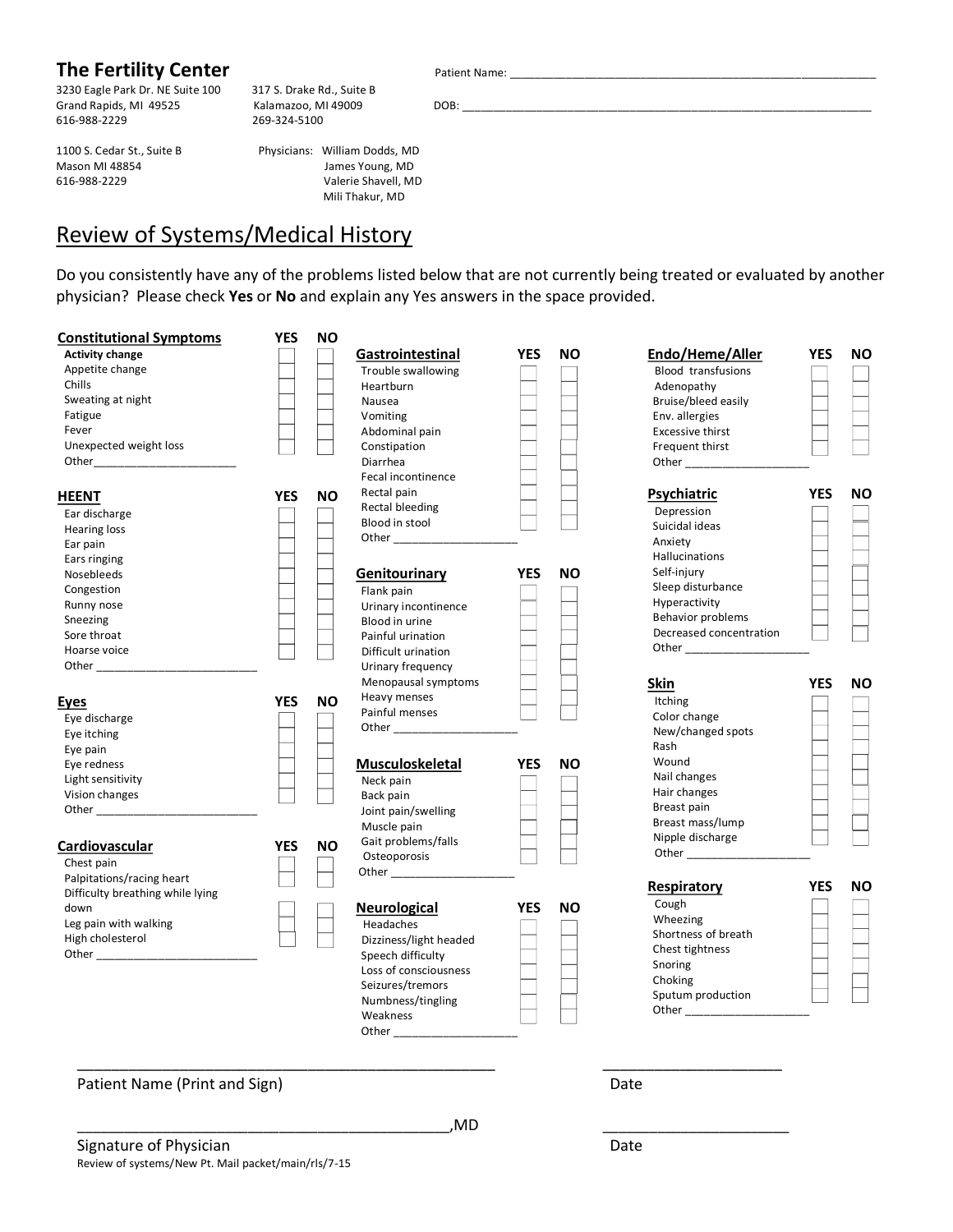## The Fertility Center

3230 Eagle Park Dr. NE Suite 100
Grand Rapids, MI 49525
616-988-2229

317 S. Drake Rd., Suite B
Kalamazoo, MI 49009
269-324-5100

1100 S. Cedar St., Suite B
Mason MI 48854
616-988-2229

Physicians: William Dodds, MD
James Young, MD
Valerie Shavell, MD
Mili Thakur, MD

Patient Name: ___________________________________________________________

DOB: ________________________________________________________________

# Review of Systems/Medical History

Do you consistently have any of the problems listed below that are not currently being treated or evaluated by another physician? Please check **Yes** or **No** and explain any Yes answers in the space provided.

| Constitutional Symptoms | YES | NO |
|---|---|---|
| **Activity change** | ☐ | ☐ |
| Appetite change | ☐ | ☐ |
| Chills | ☐ | ☐ |
| Sweating at night | ☐ | ☐ |
| Fatigue | ☐ | ☐ |
| Fever | ☐ | ☐ |
| Unexpected weight loss | ☐ | ☐ |
| Other______________________ | | |

| HEENT | YES | NO |
|---|---|---|
| Ear discharge | ☐ | ☐ |
| Hearing loss | ☐ | ☐ |
| Ear pain | ☐ | ☐ |
| Ears ringing | ☐ | ☐ |
| Nosebleeds | ☐ | ☐ |
| Congestion | ☐ | ☐ |
| Runny nose | ☐ | ☐ |
| Sneezing | ☐ | ☐ |
| Sore throat | ☐ | ☐ |
| Hoarse voice | ☐ | ☐ |
| Other ________________________ | | |

| Eyes | YES | NO |
|---|---|---|
| Eye discharge | ☐ | ☐ |
| Eye itching | ☐ | ☐ |
| Eye pain | ☐ | ☐ |
| Eye redness | ☐ | ☐ |
| Light sensitivity | ☐ | ☐ |
| Vision changes | ☐ | ☐ |
| Other ________________________ | | |

| Cardiovascular | YES | NO |
|---|---|---|
| Chest pain | ☐ | ☐ |
| Palpitations/racing heart | ☐ | ☐ |
| Difficulty breathing while lying down | ☐ | ☐ |
| Leg pain with walking | ☐ | ☐ |
| High cholesterol | ☐ | ☐ |
| Other ________________________ | | |

| Gastrointestinal | YES | NO |
|---|---|---|
| Trouble swallowing | ☐ | ☐ |
| Heartburn | ☐ | ☐ |
| Nausea | ☐ | ☐ |
| Vomiting | ☐ | ☐ |
| Abdominal pain | ☐ | ☐ |
| Constipation | ☐ | ☐ |
| Diarrhea | ☐ | ☐ |
| Fecal incontinence | ☐ | ☐ |
| Rectal pain | ☐ | ☐ |
| Rectal bleeding | ☐ | ☐ |
| Blood in stool | ☐ | ☐ |
| Other ___________________ | | |

| Genitourinary | YES | NO |
|---|---|---|
| Flank pain | ☐ | ☐ |
| Urinary incontinence | ☐ | ☐ |
| Blood in urine | ☐ | ☐ |
| Painful urination | ☐ | ☐ |
| Difficult urination | ☐ | ☐ |
| Urinary frequency | ☐ | ☐ |
| Menopausal symptoms | ☐ | ☐ |
| Heavy menses | ☐ | ☐ |
| Painful menses | ☐ | ☐ |
| Other ___________________ | | |

| Musculoskeletal | YES | NO |
|---|---|---|
| Neck pain | ☐ | ☐ |
| Back pain | ☐ | ☐ |
| Joint pain/swelling | ☐ | ☐ |
| Muscle pain | ☐ | ☐ |
| Gait problems/falls | ☐ | ☐ |
| Osteoporosis | ☐ | ☐ |
| Other ___________________ | | |

| Neurological | YES | NO |
|---|---|---|
| Headaches | ☐ | ☐ |
| Dizziness/light headed | ☐ | ☐ |
| Speech difficulty | ☐ | ☐ |
| Loss of consciousness | ☐ | ☐ |
| Seizures/tremors | ☐ | ☐ |
| Numbness/tingling | ☐ | ☐ |
| Weakness | ☐ | ☐ |
| Other ___________________ | | |

| Endo/Heme/Aller | YES | NO |
|---|---|---|
| Blood transfusions | ☐ | ☐ |
| Adenopathy | ☐ | ☐ |
| Bruise/bleed easily | ☐ | ☐ |
| Env. allergies | ☐ | ☐ |
| Excessive thirst | ☐ | ☐ |
| Frequent thirst | ☐ | ☐ |
| Other ___________________ | | |

| Psychiatric | YES | NO |
|---|---|---|
| Depression | ☐ | ☐ |
| Suicidal ideas | ☐ | ☐ |
| Anxiety | ☐ | ☐ |
| Hallucinations | ☐ | ☐ |
| Self-injury | ☐ | ☐ |
| Sleep disturbance | ☐ | ☐ |
| Hyperactivity | ☐ | ☐ |
| Behavior problems | ☐ | ☐ |
| Decreased concentration | ☐ | ☐ |
| Other ___________________ | | |

| Skin | YES | NO |
|---|---|---|
| Itching | ☐ | ☐ |
| Color change | ☐ | ☐ |
| New/changed spots | ☐ | ☐ |
| Rash | ☐ | ☐ |
| Wound | ☐ | ☐ |
| Nail changes | ☐ | ☐ |
| Hair changes | ☐ | ☐ |
| Breast pain | ☐ | ☐ |
| Breast mass/lump | ☐ | ☐ |
| Nipple discharge | ☐ | ☐ |
| Other ___________________ | | |

| Respiratory | YES | NO |
|---|---|---|
| Cough | ☐ | ☐ |
| Wheezing | ☐ | ☐ |
| Shortness of breath | ☐ | ☐ |
| Chest tightness | ☐ | ☐ |
| Snoring | ☐ | ☐ |
| Choking | ☐ | ☐ |
| Sputum production | ☐ | ☐ |
| Other ___________________ | | |

_____________________________________________________ &nbsp;&nbsp;&nbsp;&nbsp; ______________________

Patient Name (Print and Sign) &nbsp;&nbsp;&nbsp;&nbsp; Date

_______________________________________________,MD &nbsp;&nbsp;&nbsp;&nbsp; ______________________

Signature of Physician &nbsp;&nbsp;&nbsp;&nbsp; Date

Review of systems/New Pt. Mail packet/main/rls/7-15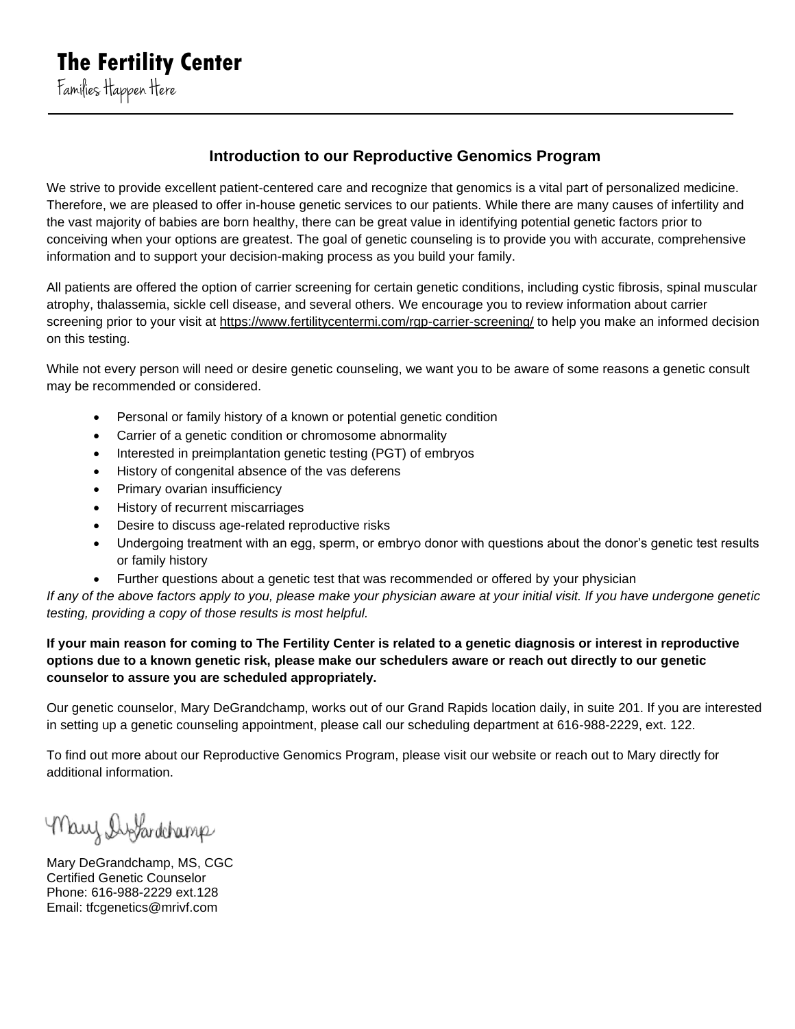**The Fertility Center**

Families Happen Here

---

## Introduction to our Reproductive Genomics Program

We strive to provide excellent patient-centered care and recognize that genomics is a vital part of personalized medicine. Therefore, we are pleased to offer in-house genetic services to our patients. While there are many causes of infertility and the vast majority of babies are born healthy, there can be great value in identifying potential genetic factors prior to conceiving when your options are greatest. The goal of genetic counseling is to provide you with accurate, comprehensive information and to support your decision-making process as you build your family.

All patients are offered the option of carrier screening for certain genetic conditions, including cystic fibrosis, spinal muscular atrophy, thalassemia, sickle cell disease, and several others. We encourage you to review information about carrier screening prior to your visit at https://www.fertilitycentermi.com/rgp-carrier-screening/ to help you make an informed decision on this testing.

While not every person will need or desire genetic counseling, we want you to be aware of some reasons a genetic consult may be recommended or considered.

- Personal or family history of a known or potential genetic condition
- Carrier of a genetic condition or chromosome abnormality
- Interested in preimplantation genetic testing (PGT) of embryos
- History of congenital absence of the vas deferens
- Primary ovarian insufficiency
- History of recurrent miscarriages
- Desire to discuss age-related reproductive risks
- Undergoing treatment with an egg, sperm, or embryo donor with questions about the donor's genetic test results or family history
- Further questions about a genetic test that was recommended or offered by your physician

*If any of the above factors apply to you, please make your physician aware at your initial visit. If you have undergone genetic testing, providing a copy of those results is most helpful.*

**If your main reason for coming to The Fertility Center is related to a genetic diagnosis or interest in reproductive options due to a known genetic risk, please make our schedulers aware or reach out directly to our genetic counselor to assure you are scheduled appropriately.**

Our genetic counselor, Mary DeGrandchamp, works out of our Grand Rapids location daily, in suite 201. If you are interested in setting up a genetic counseling appointment, please call our scheduling department at 616-988-2229, ext. 122.

To find out more about our Reproductive Genomics Program, please visit our website or reach out to Mary directly for additional information.

Mary DeGrandchamp

Mary DeGrandchamp, MS, CGC
Certified Genetic Counselor
Phone: 616-988-2229 ext.128
Email: tfcgenetics@mrivf.com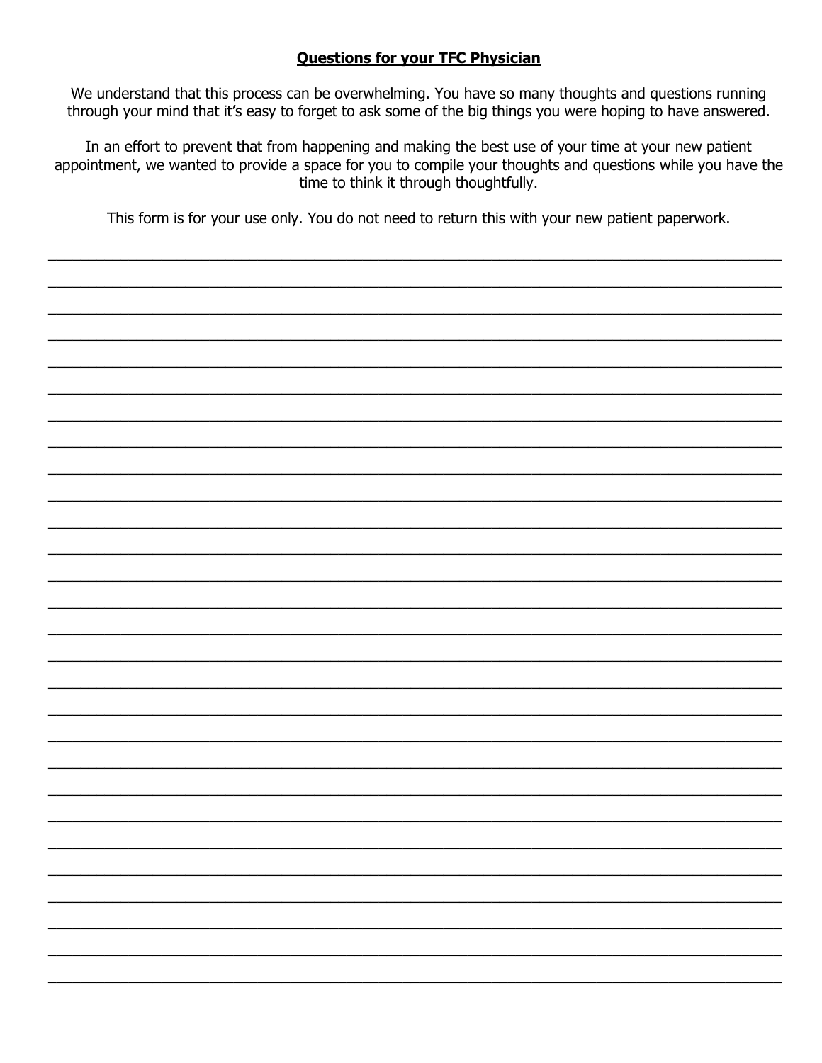## **Questions for your TFC Physician**

We understand that this process can be overwhelming. You have so many thoughts and questions running through your mind that it's easy to forget to ask some of the big things you were hoping to have answered.

In an effort to prevent that from happening and making the best use of your time at your new patient appointment, we wanted to provide a space for you to compile your thoughts and questions while you have the time to think it through thoughtfully.

This form is for your use only. You do not need to return this with your new patient paperwork.